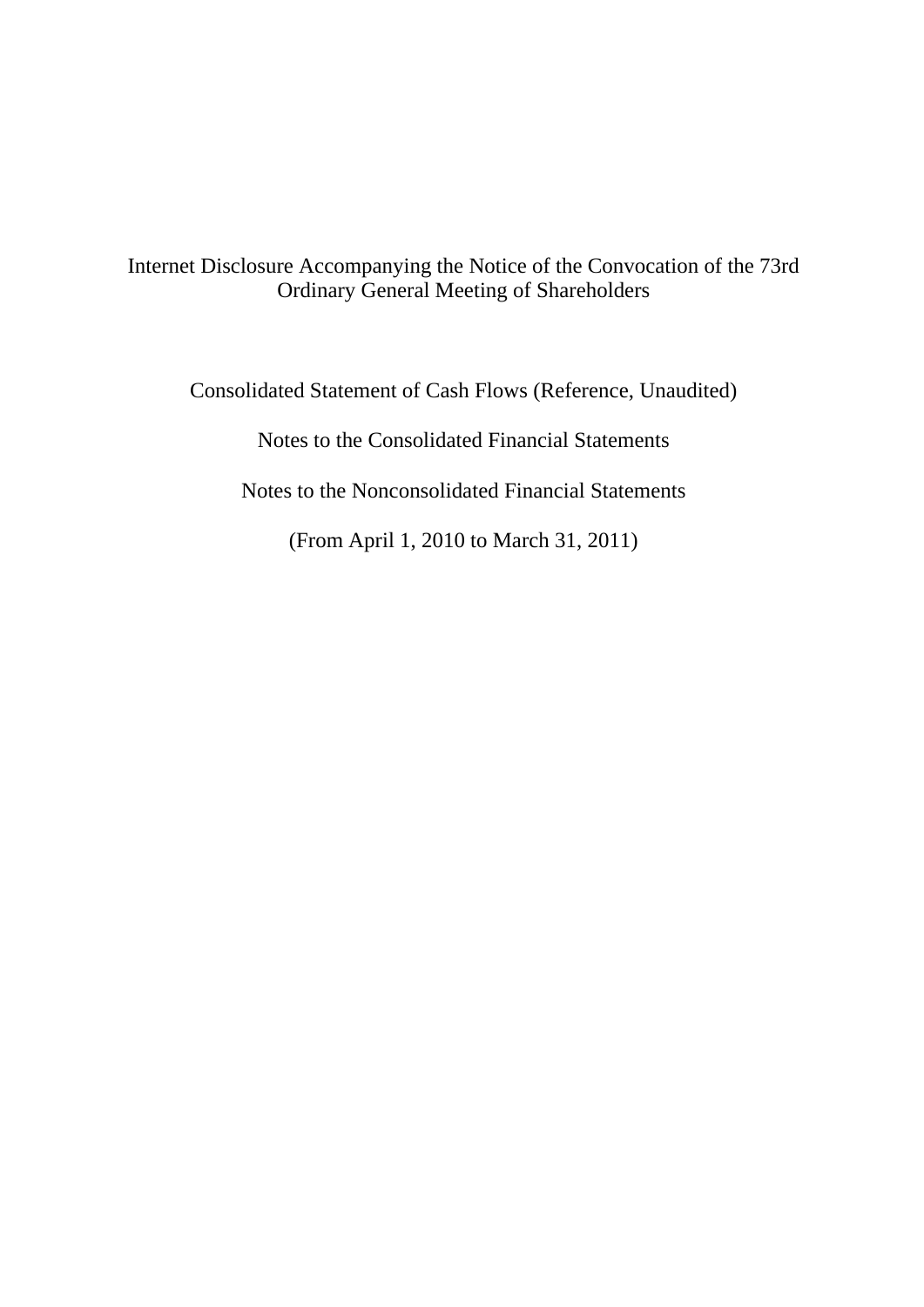# Internet Disclosure Accompanying the Notice of the Convocation of the 73rd Ordinary General Meeting of Shareholders

Consolidated Statement of Cash Flows (Reference, Unaudited)

Notes to the Consolidated Financial Statements

Notes to the Nonconsolidated Financial Statements

(From April 1, 2010 to March 31, 2011)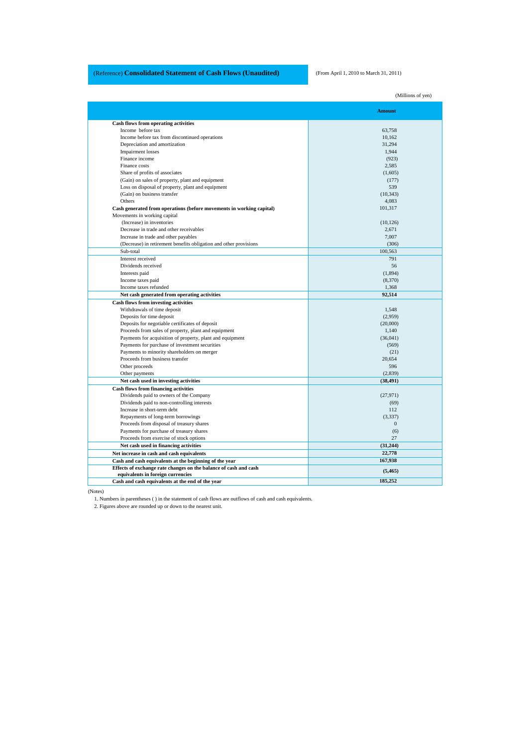## (Reference) **Consolidated Statement of Cash Flows (Unaudited)**

(From April 1, 2010 to March 31, 2011)

(Millions of yen)

| | Amount |
|---|---|
| **Cash flows from operating activities** | |
| Income before tax | 63,758 |
| Income before tax from discontinued operations | 10,162 |
| Depreciation and amortization | 31,294 |
| Impairment losses | 1,944 |
| Finance income | (923) |
| Finance costs | 2,585 |
| Share of profits of associates | (1,605) |
| (Gain) on sales of property, plant and equipment | (177) |
| Loss on disposal of property, plant and equipment | 539 |
| (Gain) on business transfer | (10,343) |
| Others | 4,083 |
| **Cash generated from operations (before movements in working capital)** | 101,317 |
| Movements in working capital | |
| (Increase) in inventories | (10,126) |
| Decrease in trade and other receivables | 2,671 |
| Increase in trade and other payables | 7,007 |
| (Decrease) in retirement benefits obligation and other provisions | (306) |
| Sub-total | 100,563 |
| Interest received | 791 |
| Dividends received | 56 |
| Interests paid | (1,894) |
| Income taxes paid | (8,370) |
| Income taxes refunded | 1,368 |
| **Net cash generated from operating activities** | **92,514** |
| **Cash flows from investing activities** | |
| Withdrawals of time deposit | 1,548 |
| Deposits for time deposit | (2,959) |
| Deposits for negotiable certificates of deposit | (20,000) |
| Proceeds from sales of property, plant and equipment | 1,140 |
| Payments for acquisition of property, plant and equipment | (36,041) |
| Payments for purchase of investment securities | (569) |
| Payments to minority shareholders on merger | (21) |
| Proceeds from business transfer | 20,654 |
| Other proceeds | 596 |
| Other payments | (2,839) |
| **Net cash used in investing activities** | **(38,491)** |
| **Cash flows from financing activities** | |
| Dividends paid to owners of the Company | (27,971) |
| Dividends paid to non-controlling interests | (69) |
| Increase in short-term debt | 112 |
| Repayments of long-term borrowings | (3,337) |
| Proceeds from disposal of treasury shares | 0 |
| Payments for purchase of treasury shares | (6) |
| Proceeds from exercise of stock options | 27 |
| **Net cash used in financing activities** | **(31,244)** |
| **Net increase in cash and cash equivalents** | **22,778** |
| **Cash and cash equivalents at the beginning of the year** | **167,938** |
| **Effects of exchange rate changes on the balance of cash and cash equivalents in foreign currencies** | **(5,465)** |
| **Cash and cash equivalents at the end of the year** | **185,252** |

(Notes)

1. Numbers in parentheses ( ) in the statement of cash flows are outflows of cash and cash equivalents.
2. Figures above are rounded up or down to the nearest unit.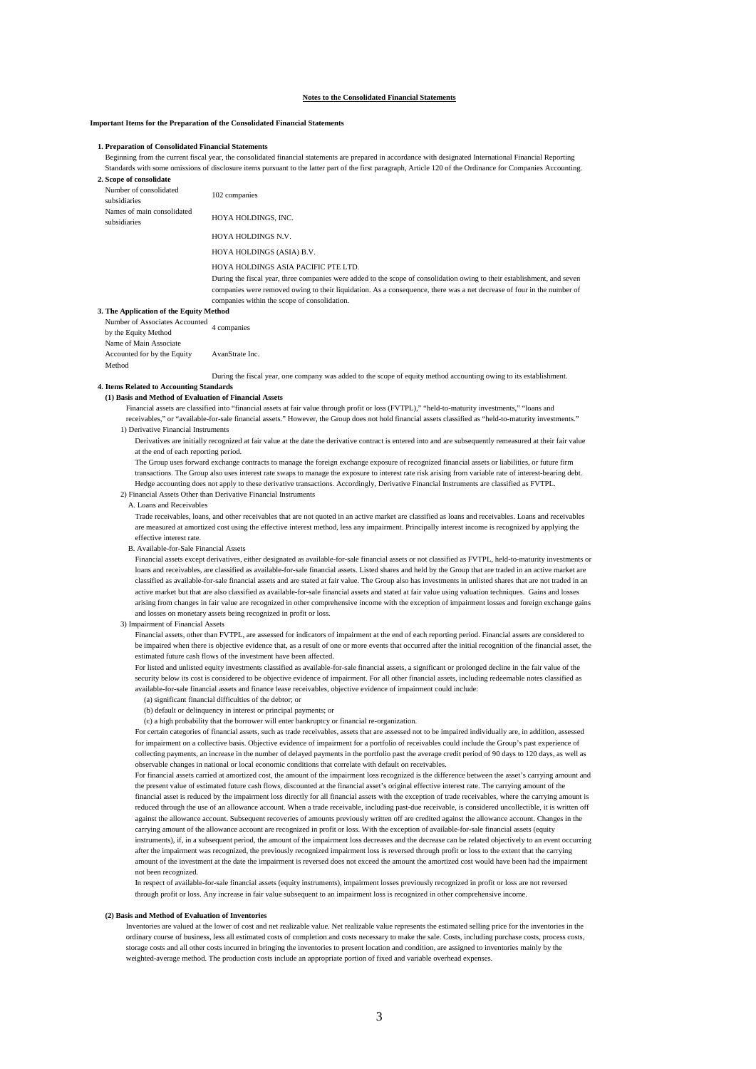## Notes to the Consolidated Financial Statements

### Important Items for the Preparation of the Consolidated Financial Statements

**1. Preparation of Consolidated Financial Statements**

Beginning from the current fiscal year, the consolidated financial statements are prepared in accordance with designated International Financial Reporting Standards with some omissions of disclosure items pursuant to the latter part of the first paragraph, Article 120 of the Ordinance for Companies Accounting.

**2. Scope of consolidate**

| | |
|---|---|
| Number of consolidated subsidiaries | 102 companies |
| Names of main consolidated subsidiaries | HOYA HOLDINGS, INC. |
| | HOYA HOLDINGS N.V. |
| | HOYA HOLDINGS (ASIA) B.V. |
| | HOYA HOLDINGS ASIA PACIFIC PTE LTD. |

During the fiscal year, three companies were added to the scope of consolidation owing to their establishment, and seven companies were removed owing to their liquidation. As a consequence, there was a net decrease of four in the number of companies within the scope of consolidation.

**3. The Application of the Equity Method**

| | |
|---|---|
| Number of Associates Accounted by the Equity Method | 4 companies |
| Name of Main Associate Accounted for by the Equity Method | AvanStrate Inc. |

During the fiscal year, one company was added to the scope of equity method accounting owing to its establishment.

**4. Items Related to Accounting Standards**

**(1) Basis and Method of Evaluation of Financial Assets**

Financial assets are classified into "financial assets at fair value through profit or loss (FVTPL)," "held-to-maturity investments," "loans and receivables," or "available-for-sale financial assets." However, the Group does not hold financial assets classified as "held-to-maturity investments."

1) Derivative Financial Instruments

Derivatives are initially recognized at fair value at the date the derivative contract is entered into and are subsequently remeasured at their fair value at the end of each reporting period.

The Group uses forward exchange contracts to manage the foreign exchange exposure of recognized financial assets or liabilities, or future firm transactions. The Group also uses interest rate swaps to manage the exposure to interest rate risk arising from variable rate of interest-bearing debt. Hedge accounting does not apply to these derivative transactions. Accordingly, Derivative Financial Instruments are classified as FVTPL.

2) Financial Assets Other than Derivative Financial Instruments

A. Loans and Receivables

Trade receivables, loans, and other receivables that are not quoted in an active market are classified as loans and receivables. Loans and receivables are measured at amortized cost using the effective interest method, less any impairment. Principally interest income is recognized by applying the effective interest rate.

B. Available-for-Sale Financial Assets

Financial assets except derivatives, either designated as available-for-sale financial assets or not classified as FVTPL, held-to-maturity investments or loans and receivables, are classified as available-for-sale financial assets. Listed shares and held by the Group that are traded in an active market are classified as available-for-sale financial assets and are stated at fair value. The Group also has investments in unlisted shares that are not traded in an active market but that are also classified as available-for-sale financial assets and stated at fair value using valuation techniques. Gains and losses arising from changes in fair value are recognized in other comprehensive income with the exception of impairment losses and foreign exchange gains and losses on monetary assets being recognized in profit or loss.

3) Impairment of Financial Assets

Financial assets, other than FVTPL, are assessed for indicators of impairment at the end of each reporting period. Financial assets are considered to be impaired when there is objective evidence that, as a result of one or more events that occurred after the initial recognition of the financial asset, the estimated future cash flows of the investment have been affected.

For listed and unlisted equity investments classified as available-for-sale financial assets, a significant or prolonged decline in the fair value of the security below its cost is considered to be objective evidence of impairment. For all other financial assets, including redeemable notes classified as available-for-sale financial assets and finance lease receivables, objective evidence of impairment could include:

(a) significant financial difficulties of the debtor; or

(b) default or delinquency in interest or principal payments; or

(c) a high probability that the borrower will enter bankruptcy or financial re-organization.

For certain categories of financial assets, such as trade receivables, assets that are assessed not to be impaired individually are, in addition, assessed for impairment on a collective basis. Objective evidence of impairment for a portfolio of receivables could include the Group's past experience of collecting payments, an increase in the number of delayed payments in the portfolio past the average credit period of 90 days to 120 days, as well as observable changes in national or local economic conditions that correlate with default on receivables.

For financial assets carried at amortized cost, the amount of the impairment loss recognized is the difference between the asset's carrying amount and the present value of estimated future cash flows, discounted at the financial asset's original effective interest rate. The carrying amount of the financial asset is reduced by the impairment loss directly for all financial assets with the exception of trade receivables, where the carrying amount is reduced through the use of an allowance account. When a trade receivable, including past-due receivable, is considered uncollectible, it is written off against the allowance account. Subsequent recoveries of amounts previously written off are credited against the allowance account. Changes in the carrying amount of the allowance account are recognized in profit or loss. With the exception of available-for-sale financial assets (equity instruments), if, in a subsequent period, the amount of the impairment loss decreases and the decrease can be related objectively to an event occurring after the impairment was recognized, the previously recognized impairment loss is reversed through profit or loss to the extent that the carrying amount of the investment at the date the impairment is reversed does not exceed the amount the amortized cost would have been had the impairment not been recognized.

In respect of available-for-sale financial assets (equity instruments), impairment losses previously recognized in profit or loss are not reversed through profit or loss. Any increase in fair value subsequent to an impairment loss is recognized in other comprehensive income.

**(2) Basis and Method of Evaluation of Inventories**

Inventories are valued at the lower of cost and net realizable value. Net realizable value represents the estimated selling price for the inventories in the ordinary course of business, less all estimated costs of completion and costs necessary to make the sale. Costs, including purchase costs, process costs, storage costs and all other costs incurred in bringing the inventories to present location and condition, are assigned to inventories mainly by the weighted-average method. The production costs include an appropriate portion of fixed and variable overhead expenses.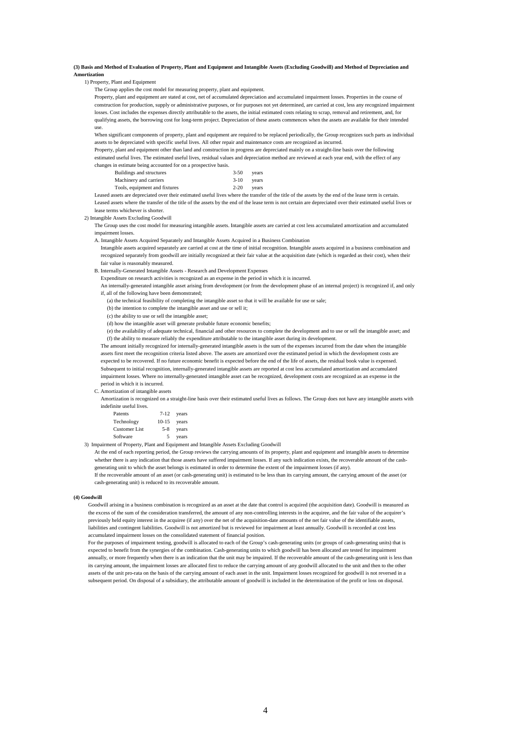**(3) Basis and Method of Evaluation of Property, Plant and Equipment and Intangible Assets (Excluding Goodwill) and Method of Depreciation and Amortization**

1) Property, Plant and Equipment

The Group applies the cost model for measuring property, plant and equipment.

Property, plant and equipment are stated at cost, net of accumulated depreciation and accumulated impairment losses. Properties in the course of construction for production, supply or administrative purposes, or for purposes not yet determined, are carried at cost, less any recognized impairment losses. Cost includes the expenses directly attributable to the assets, the initial estimated costs relating to scrap, removal and retirement, and, for qualifying assets, the borrowing cost for long-term project. Depreciation of these assets commences when the assets are available for their intended use.

When significant components of property, plant and equipment are required to be replaced periodically, the Group recognizes such parts as individual assets to be depreciated with specific useful lives. All other repair and maintenance costs are recognized as incurred.

Property, plant and equipment other than land and construction in progress are depreciated mainly on a straight-line basis over the following estimated useful lives. The estimated useful lives, residual values and depreciation method are reviewed at each year end, with the effect of any changes in estimate being accounted for on a prospective basis.

| | | |
|---|---|---|
| Buildings and structures | 3-50 | years |
| Machinery and carriers | 3-10 | years |
| Tools, equipment and fixtures | 2-20 | years |

Leased assets are depreciated over their estimated useful lives where the transfer of the title of the assets by the end of the lease term is certain. Leased assets where the transfer of the title of the assets by the end of the lease term is not certain are depreciated over their estimated useful lives or lease terms whichever is shorter.

2) Intangible Assets Excluding Goodwill

The Group uses the cost model for measuring intangible assets. Intangible assets are carried at cost less accumulated amortization and accumulated impairment losses.

A. Intangible Assets Acquired Separately and Intangible Assets Acquired in a Business Combination

Intangible assets acquired separately are carried at cost at the time of initial recognition. Intangible assets acquired in a business combination and recognized separately from goodwill are initially recognized at their fair value at the acquisition date (which is regarded as their cost), when their fair value is reasonably measured.

B. Internally-Generated Intangible Assets - Research and Development Expenses

Expenditure on research activities is recognized as an expense in the period in which it is incurred.

An internally-generated intangible asset arising from development (or from the development phase of an internal project) is recognized if, and only if, all of the following have been demonstrated;

(a) the technical feasibility of completing the intangible asset so that it will be available for use or sale;

(b) the intention to complete the intangible asset and use or sell it;

(c) the ability to use or sell the intangible asset;

(d) how the intangible asset will generate probable future economic benefits;

(e) the availability of adequate technical, financial and other resources to complete the development and to use or sell the intangible asset; and

(f) the ability to measure reliably the expenditure attributable to the intangible asset during its development.

The amount initially recognized for internally-generated intangible assets is the sum of the expenses incurred from the date when the intangible assets first meet the recognition criteria listed above. The assets are amortized over the estimated period in which the development costs are expected to be recovered. If no future economic benefit is expected before the end of the life of assets, the residual book value is expensed. Subsequent to initial recognition, internally-generated intangible assets are reported at cost less accumulated amortization and accumulated impairment losses. Where no internally-generated intangible asset can be recognized, development costs are recognized as an expense in the period in which it is incurred.

C. Amortization of intangible assets

Amortization is recognized on a straight-line basis over their estimated useful lives as follows. The Group does not have any intangible assets with indefinite useful lives.

| | | |
|---|---|---|
| Patents | 7-12 | years |
| Technology | 10-15 | years |
| Customer List | 5-8 | years |
| Software | 5 | years |

3) Impairment of Property, Plant and Equipment and Intangible Assets Excluding Goodwill

At the end of each reporting period, the Group reviews the carrying amounts of its property, plant and equipment and intangible assets to determine whether there is any indication that those assets have suffered impairment losses. If any such indication exists, the recoverable amount of the cash-generating unit to which the asset belongs is estimated in order to determine the extent of the impairment losses (if any).

If the recoverable amount of an asset (or cash-generating unit) is estimated to be less than its carrying amount, the carrying amount of the asset (or cash-generating unit) is reduced to its recoverable amount.

**(4) Goodwill**

Goodwill arising in a business combination is recognized as an asset at the date that control is acquired (the acquisition date). Goodwill is measured as the excess of the sum of the consideration transferred, the amount of any non-controlling interests in the acquiree, and the fair value of the acquirer's previously held equity interest in the acquiree (if any) over the net of the acquisition-date amounts of the net fair value of the identifiable assets, liabilities and contingent liabilities. Goodwill is not amortized but is reviewed for impairment at least annually. Goodwill is recorded at cost less accumulated impairment losses on the consolidated statement of financial position.

For the purposes of impairment testing, goodwill is allocated to each of the Group's cash-generating units (or groups of cash-generating units) that is expected to benefit from the synergies of the combination. Cash-generating units to which goodwill has been allocated are tested for impairment annually, or more frequently when there is an indication that the unit may be impaired. If the recoverable amount of the cash-generating unit is less than its carrying amount, the impairment losses are allocated first to reduce the carrying amount of any goodwill allocated to the unit and then to the other assets of the unit pro-rata on the basis of the carrying amount of each asset in the unit. Impairment losses recognized for goodwill is not reversed in a subsequent period. On disposal of a subsidiary, the attributable amount of goodwill is included in the determination of the profit or loss on disposal.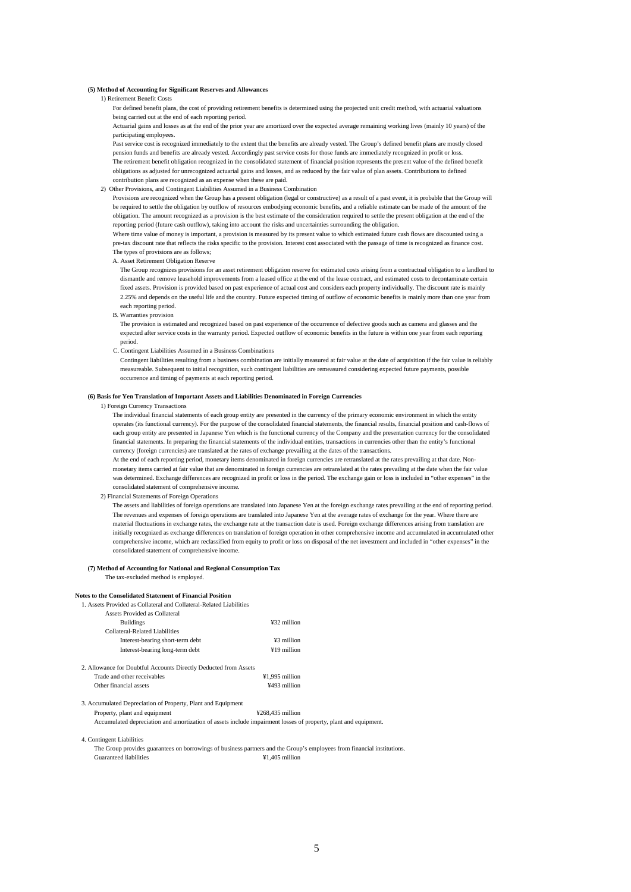**(5) Method of Accounting for Significant Reserves and Allowances**

1) Retirement Benefit Costs

For defined benefit plans, the cost of providing retirement benefits is determined using the projected unit credit method, with actuarial valuations being carried out at the end of each reporting period.

Actuarial gains and losses as at the end of the prior year are amortized over the expected average remaining working lives (mainly 10 years) of the participating employees.

Past service cost is recognized immediately to the extent that the benefits are already vested. The Group's defined benefit plans are mostly closed pension funds and benefits are already vested. Accordingly past service costs for those funds are immediately recognized in profit or loss.

The retirement benefit obligation recognized in the consolidated statement of financial position represents the present value of the defined benefit obligations as adjusted for unrecognized actuarial gains and losses, and as reduced by the fair value of plan assets. Contributions to defined contribution plans are recognized as an expense when these are paid.

2) Other Provisions, and Contingent Liabilities Assumed in a Business Combination

Provisions are recognized when the Group has a present obligation (legal or constructive) as a result of a past event, it is probable that the Group will be required to settle the obligation by outflow of resources embodying economic benefits, and a reliable estimate can be made of the amount of the obligation. The amount recognized as a provision is the best estimate of the consideration required to settle the present obligation at the end of the reporting period (future cash outflow), taking into account the risks and uncertainties surrounding the obligation.

Where time value of money is important, a provision is measured by its present value to which estimated future cash flows are discounted using a pre-tax discount rate that reflects the risks specific to the provision. Interest cost associated with the passage of time is recognized as finance cost.

The types of provisions are as follows;

A. Asset Retirement Obligation Reserve

The Group recognizes provisions for an asset retirement obligation reserve for estimated costs arising from a contractual obligation to a landlord to dismantle and remove leasehold improvements from a leased office at the end of the lease contract, and estimated costs to decontaminate certain fixed assets. Provision is provided based on past experience of actual cost and considers each property individually. The discount rate is mainly 2.25% and depends on the useful life and the country. Future expected timing of outflow of economic benefits is mainly more than one year from each reporting period.

B. Warranties provision

The provision is estimated and recognized based on past experience of the occurrence of defective goods such as camera and glasses and the expected after service costs in the warranty period. Expected outflow of economic benefits in the future is within one year from each reporting period.

C. Contingent Liabilities Assumed in a Business Combinations

Contingent liabilities resulting from a business combination are initially measured at fair value at the date of acquisition if the fair value is reliably measureable. Subsequent to initial recognition, such contingent liabilities are remeasured considering expected future payments, possible occurrence and timing of payments at each reporting period.

**(6) Basis for Yen Translation of Important Assets and Liabilities Denominated in Foreign Currencies**

1) Foreign Currency Transactions

The individual financial statements of each group entity are presented in the currency of the primary economic environment in which the entity operates (its functional currency). For the purpose of the consolidated financial statements, the financial results, financial position and cash-flows of each group entity are presented in Japanese Yen which is the functional currency of the Company and the presentation currency for the consolidated financial statements. In preparing the financial statements of the individual entities, transactions in currencies other than the entity's functional currency (foreign currencies) are translated at the rates of exchange prevailing at the dates of the transactions.

At the end of each reporting period, monetary items denominated in foreign currencies are retranslated at the rates prevailing at that date. Non-monetary items carried at fair value that are denominated in foreign currencies are retranslated at the rates prevailing at the date when the fair value was determined. Exchange differences are recognized in profit or loss in the period. The exchange gain or loss is included in "other expenses" in the consolidated statement of comprehensive income.

2) Financial Statements of Foreign Operations

The assets and liabilities of foreign operations are translated into Japanese Yen at the foreign exchange rates prevailing at the end of reporting period. The revenues and expenses of foreign operations are translated into Japanese Yen at the average rates of exchange for the year. Where there are material fluctuations in exchange rates, the exchange rate at the transaction date is used. Foreign exchange differences arising from translation are initially recognized as exchange differences on translation of foreign operation in other comprehensive income and accumulated in accumulated other comprehensive income, which are reclassified from equity to profit or loss on disposal of the net investment and included in "other expenses" in the consolidated statement of comprehensive income.

**(7) Method of Accounting for National and Regional Consumption Tax**

The tax-excluded method is employed.

**Notes to the Consolidated Statement of Financial Position**

1. Assets Provided as Collateral and Collateral-Related Liabilities

| | |
|---|---|
| Assets Provided as Collateral | |
| Buildings | ¥32 million |
| Collateral-Related Liabilities | |
| Interest-bearing short-term debt | ¥3 million |
| Interest-bearing long-term debt | ¥19 million |

2. Allowance for Doubtful Accounts Directly Deducted from Assets

| | |
|---|---|
| Trade and other receivables | ¥1,995 million |
| Other financial assets | ¥493 million |

3. Accumulated Depreciation of Property, Plant and Equipment

| | |
|---|---|
| Property, plant and equipment | ¥268,435 million |

Accumulated depreciation and amortization of assets include impairment losses of property, plant and equipment.

4. Contingent Liabilities

The Group provides guarantees on borrowings of business partners and the Group's employees from financial institutions.

| | |
|---|---|
| Guaranteed liabilities | ¥1,405 million |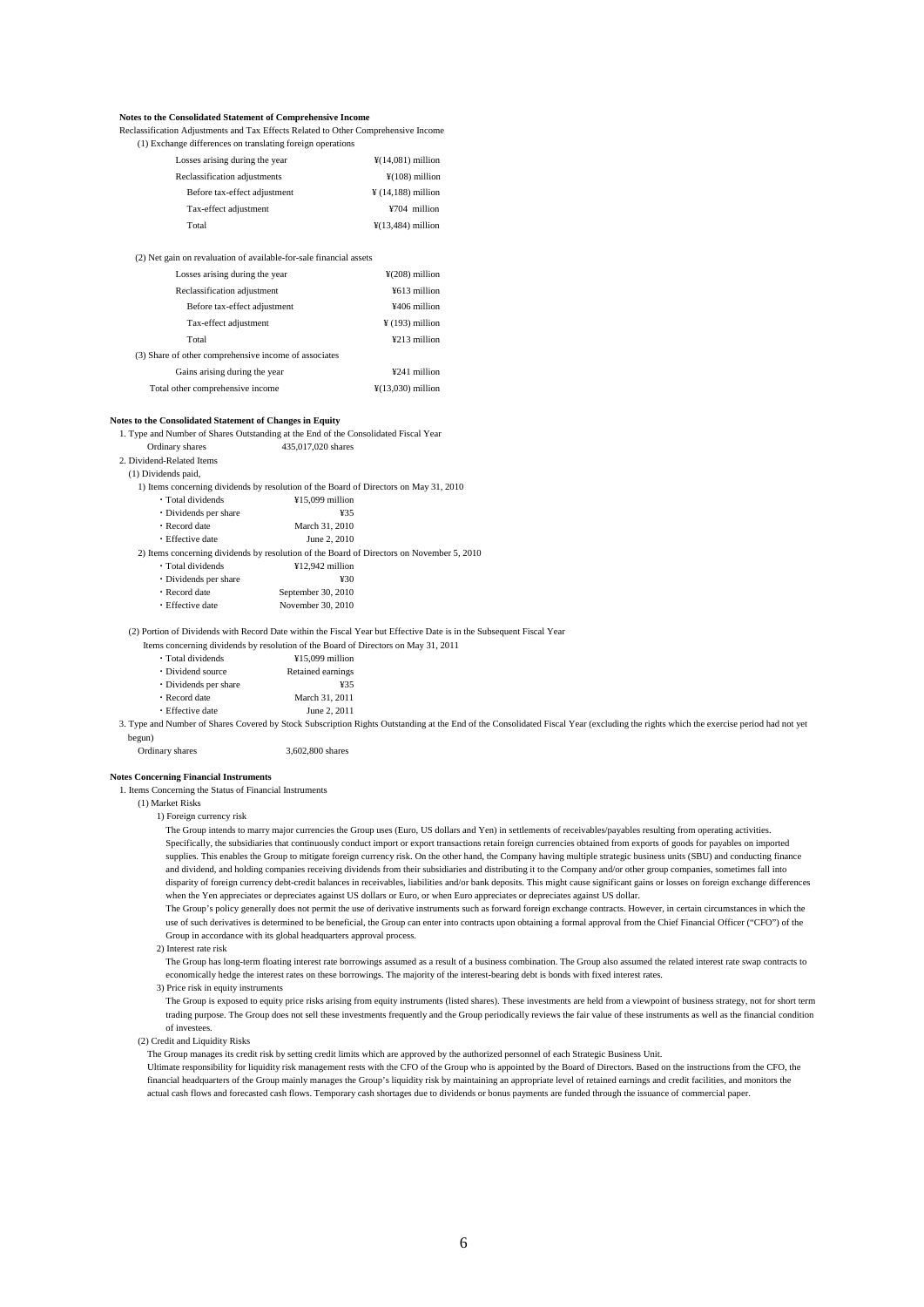**Notes to the Consolidated Statement of Comprehensive Income**

Reclassification Adjustments and Tax Effects Related to Other Comprehensive Income

(1) Exchange differences on translating foreign operations

| | |
|---|---|
| Losses arising during the year | ¥(14,081) million |
| Reclassification adjustments | ¥(108) million |
| Before tax-effect adjustment | ¥ (14,188) million |
| Tax-effect adjustment | ¥704 million |
| Total | ¥(13,484) million |

(2) Net gain on revaluation of available-for-sale financial assets

| | |
|---|---|
| Losses arising during the year | ¥(208) million |
| Reclassification adjustment | ¥613 million |
| Before tax-effect adjustment | ¥406 million |
| Tax-effect adjustment | ¥ (193) million |
| Total | ¥213 million |

(3) Share of other comprehensive income of associates

| | |
|---|---|
| Gains arising during the year | ¥241 million |
| Total other comprehensive income | ¥(13,030) million |

**Notes to the Consolidated Statement of Changes in Equity**

1. Type and Number of Shares Outstanding at the End of the Consolidated Fiscal Year

   Ordinary shares 435,017,020 shares

2. Dividend-Related Items

   (1) Dividends paid,

   1) Items concerning dividends by resolution of the Board of Directors on May 31, 2010

   - Total dividends ¥15,099 million
   - Dividends per share ¥35
   - Record date March 31, 2010
   - Effective date June 2, 2010

   2) Items concerning dividends by resolution of the Board of Directors on November 5, 2010

   - Total dividends ¥12,942 million
   - Dividends per share ¥30
   - Record date September 30, 2010
   - Effective date November 30, 2010

   (2) Portion of Dividends with Record Date within the Fiscal Year but Effective Date is in the Subsequent Fiscal Year

   Items concerning dividends by resolution of the Board of Directors on May 31, 2011

   - Total dividends ¥15,099 million
   - Dividend source Retained earnings
   - Dividends per share ¥35
   - Record date March 31, 2011
   - Effective date June 2, 2011

3. Type and Number of Shares Covered by Stock Subscription Rights Outstanding at the End of the Consolidated Fiscal Year (excluding the rights which the exercise period had not yet begun)

   Ordinary shares 3,602,800 shares

**Notes Concerning Financial Instruments**

1. Items Concerning the Status of Financial Instruments

   (1) Market Risks

   1) Foreign currency risk

   The Group intends to marry major currencies the Group uses (Euro, US dollars and Yen) in settlements of receivables/payables resulting from operating activities. Specifically, the subsidiaries that continuously conduct import or export transactions retain foreign currencies obtained from exports of goods for payables on imported supplies. This enables the Group to mitigate foreign currency risk. On the other hand, the Company having multiple strategic business units (SBU) and conducting finance and dividend, and holding companies receiving dividends from their subsidiaries and distributing it to the Company and/or other group companies, sometimes fall into disparity of foreign currency debt-credit balances in receivables, liabilities and/or bank deposits. This might cause significant gains or losses on foreign exchange differences when the Yen appreciates or depreciates against US dollars or Euro, or when Euro appreciates or depreciates against US dollar.

   The Group's policy generally does not permit the use of derivative instruments such as forward foreign exchange contracts. However, in certain circumstances in which the use of such derivatives is determined to be beneficial, the Group can enter into contracts upon obtaining a formal approval from the Chief Financial Officer ("CFO") of the Group in accordance with its global headquarters approval process.

   2) Interest rate risk

   The Group has long-term floating interest rate borrowings assumed as a result of a business combination. The Group also assumed the related interest rate swap contracts to economically hedge the interest rates on these borrowings. The majority of the interest-bearing debt is bonds with fixed interest rates.

   3) Price risk in equity instruments

   The Group is exposed to equity price risks arising from equity instruments (listed shares). These investments are held from a viewpoint of business strategy, not for short term trading purpose. The Group does not sell these investments frequently and the Group periodically reviews the fair value of these instruments as well as the financial condition of investees.

   (2) Credit and Liquidity Risks

   The Group manages its credit risk by setting credit limits which are approved by the authorized personnel of each Strategic Business Unit.

   Ultimate responsibility for liquidity risk management rests with the CFO of the Group who is appointed by the Board of Directors. Based on the instructions from the CFO, the financial headquarters of the Group mainly manages the Group's liquidity risk by maintaining an appropriate level of retained earnings and credit facilities, and monitors the actual cash flows and forecasted cash flows. Temporary cash shortages due to dividends or bonus payments are funded through the issuance of commercial paper.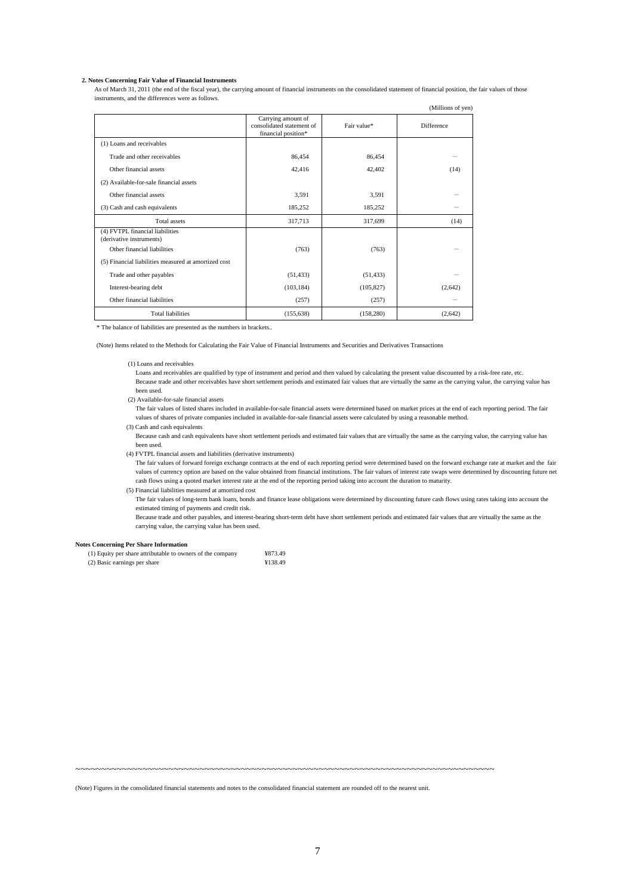**2. Notes Concerning Fair Value of Financial Instruments**

As of March 31, 2011 (the end of the fiscal year), the carrying amount of financial instruments on the consolidated statement of financial position, the fair values of those instruments, and the differences were as follows.

(Millions of yen)

| | Carrying amount of consolidated statement of financial position* | Fair value* | Difference |
|---|---|---|---|
| (1) Loans and receivables | | | |
| Trade and other receivables | 86,454 | 86,454 | – |
| Other financial assets | 42,416 | 42,402 | (14) |
| (2) Available-for-sale financial assets | | | |
| Other financial assets | 3,591 | 3,591 | – |
| (3) Cash and cash equivalents | 185,252 | 185,252 | – |
| Total assets | 317,713 | 317,699 | (14) |
| (4) FVTPL financial liabilities (derivative instruments) | | | |
| Other financial liabilities | (763) | (763) | – |
| (5) Financial liabilities measured at amortized cost | | | |
| Trade and other payables | (51,433) | (51,433) | – |
| Interest-bearing debt | (103,184) | (105,827) | (2,642) |
| Other financial liabilities | (257) | (257) | – |
| Total liabilities | (155,638) | (158,280) | (2,642) |

\* The balance of liabilities are presented as the numbers in brackets..

(Note) Items related to the Methods for Calculating the Fair Value of Financial Instruments and Securities and Derivatives Transactions

(1) Loans and receivables

Loans and receivables are qualified by type of instrument and period and then valued by calculating the present value discounted by a risk-free rate, etc.
Because trade and other receivables have short settlement periods and estimated fair values that are virtually the same as the carrying value, the carrying value has been used.

(2) Available-for-sale financial assets

The fair values of listed shares included in available-for-sale financial assets were determined based on market prices at the end of each reporting period. The fair values of shares of private companies included in available-for-sale financial assets were calculated by using a reasonable method.

(3) Cash and cash equivalents

Because cash and cash equivalents have short settlement periods and estimated fair values that are virtually the same as the carrying value, the carrying value has been used.

(4) FVTPL financial assets and liabilities (derivative instruments)

The fair values of forward foreign exchange contracts at the end of each reporting period were determined based on the forward exchange rate at market and the fair values of currency option are based on the value obtained from financial institutions. The fair values of interest rate swaps were determined by discounting future net cash flows using a quoted market interest rate at the end of the reporting period taking into account the duration to maturity.

(5) Financial liabilities measured at amortized cost

The fair values of long-term bank loans, bonds and finance lease obligations were determined by discounting future cash flows using rates taking into account the estimated timing of payments and credit risk.
Because trade and other payables, and interest-bearing short-term debt have short settlement periods and estimated fair values that are virtually the same as the carrying value, the carrying value has been used.

**Notes Concerning Per Share Information**

| | |
|---|---|
| (1) Equity per share attributable to owners of the company | ¥873.49 |
| (2) Basic earnings per share | ¥138.49 |

(Note) Figures in the consolidated financial statements and notes to the consolidated financial statement are rounded off to the nearest unit.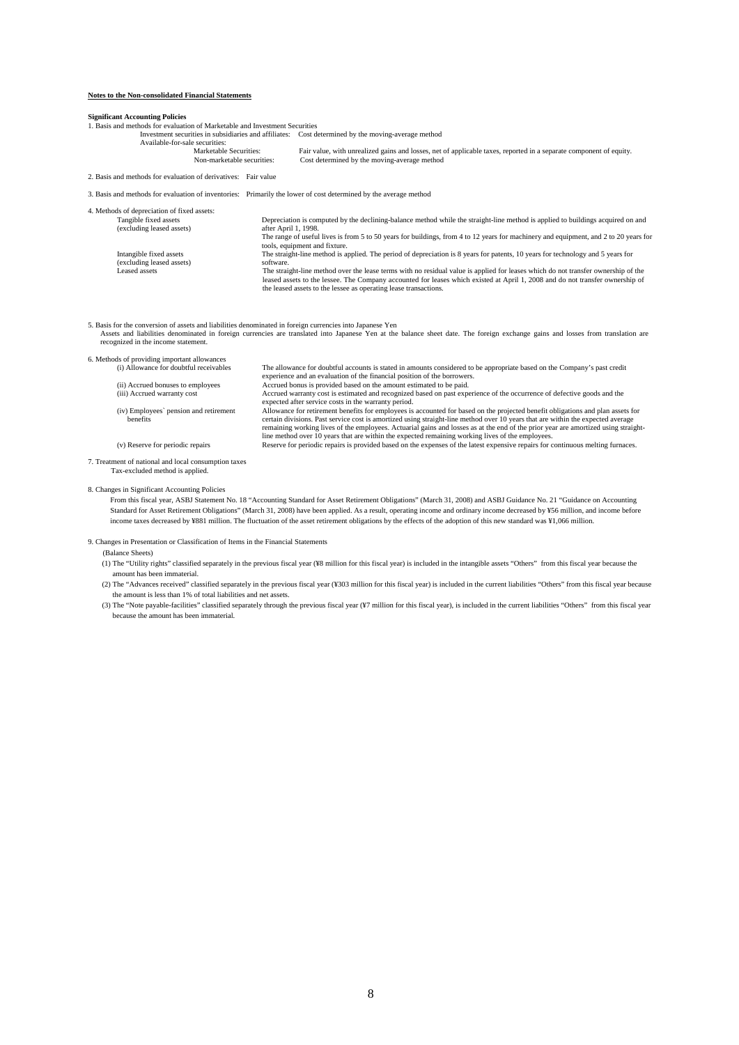**Notes to the Non-consolidated Financial Statements**

**Significant Accounting Policies**

1. Basis and methods for evaluation of Marketable and Investment Securities

| | |
|---|---|
| Investment securities in subsidiaries and affiliates: | Cost determined by the moving-average method |
| Available-for-sale securities: | |
| Marketable Securities: | Fair value, with unrealized gains and losses, net of applicable taxes, reported in a separate component of equity. |
| Non-marketable securities: | Cost determined by the moving-average method |

2. Basis and methods for evaluation of derivatives: Fair value

3. Basis and methods for evaluation of inventories: Primarily the lower of cost determined by the average method

4. Methods of depreciation of fixed assets:

| | |
|---|---|
| Tangible fixed assets (excluding leased assets) | Depreciation is computed by the declining-balance method while the straight-line method is applied to buildings acquired on and after April 1, 1998. The range of useful lives is from 5 to 50 years for buildings, from 4 to 12 years for machinery and equipment, and 2 to 20 years for tools, equipment and fixture. |
| Intangible fixed assets (excluding leased assets) | The straight-line method is applied. The period of depreciation is 8 years for patents, 10 years for technology and 5 years for software. |
| Leased assets | The straight-line method over the lease terms with no residual value is applied for leases which do not transfer ownership of the leased assets to the lessee. The Company accounted for leases which existed at April 1, 2008 and do not transfer ownership of the leased assets to the lessee as operating lease transactions. |

5. Basis for the conversion of assets and liabilities denominated in foreign currencies into Japanese Yen

Assets and liabilities denominated in foreign currencies are translated into Japanese Yen at the balance sheet date. The foreign exchange gains and losses from translation are recognized in the income statement.

6. Methods of providing important allowances

| | |
|---|---|
| (i) Allowance for doubtful receivables | The allowance for doubtful accounts is stated in amounts considered to be appropriate based on the Company's past credit experience and an evaluation of the financial position of the borrowers. |
| (ii) Accrued bonuses to employees | Accrued bonus is provided based on the amount estimated to be paid. |
| (iii) Accrued warranty cost | Accrued warranty cost is estimated and recognized based on past experience of the occurrence of defective goods and the expected after service costs in the warranty period. |
| (iv) Employees` pension and retirement benefits | Allowance for retirement benefits for employees is accounted for based on the projected benefit obligations and plan assets for certain divisions. Past service cost is amortized using straight-line method over 10 years that are within the expected average remaining working lives of the employees. Actuarial gains and losses as at the end of the prior year are amortized using straight-line method over 10 years that are within the expected remaining working lives of the employees. |
| (v) Reserve for periodic repairs | Reserve for periodic repairs is provided based on the expenses of the latest expensive repairs for continuous melting furnaces. |

7. Treatment of national and local consumption taxes

Tax-excluded method is applied.

8. Changes in Significant Accounting Policies

From this fiscal year, ASBJ Statement No. 18 "Accounting Standard for Asset Retirement Obligations" (March 31, 2008) and ASBJ Guidance No. 21 "Guidance on Accounting Standard for Asset Retirement Obligations" (March 31, 2008) have been applied. As a result, operating income and ordinary income decreased by ¥56 million, and income before income taxes decreased by ¥881 million. The fluctuation of the asset retirement obligations by the effects of the adoption of this new standard was ¥1,066 million.

9. Changes in Presentation or Classification of Items in the Financial Statements

(Balance Sheets)

(1) The "Utility rights" classified separately in the previous fiscal year (¥8 million for this fiscal year) is included in the intangible assets "Others" from this fiscal year because the amount has been immaterial.

(2) The "Advances received" classified separately in the previous fiscal year (¥303 million for this fiscal year) is included in the current liabilities "Others" from this fiscal year because the amount is less than 1% of total liabilities and net assets.

(3) The "Note payable-facilities" classified separately through the previous fiscal year (¥7 million for this fiscal year), is included in the current liabilities "Others" from this fiscal year because the amount has been immaterial.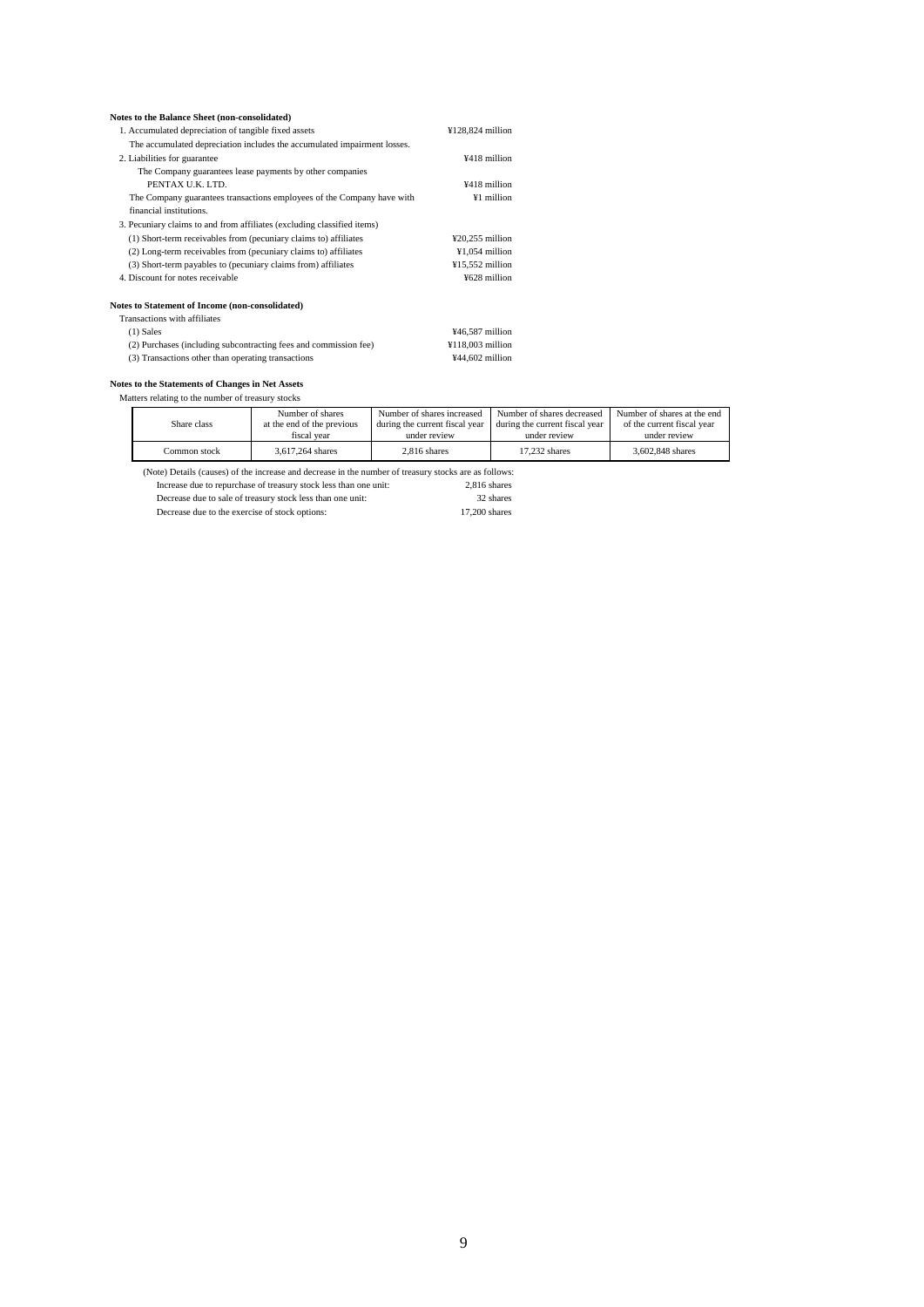**Notes to the Balance Sheet (non-consolidated)**

1. Accumulated depreciation of tangible fixed assets ¥128,824 million

   The accumulated depreciation includes the accumulated impairment losses.

2. Liabilities for guarantee ¥418 million

   The Company guarantees lease payments by other companies

   PENTAX U.K. LTD. ¥418 million

   The Company guarantees transactions employees of the Company have with financial institutions. ¥1 million

3. Pecuniary claims to and from affiliates (excluding classified items)

   (1) Short-term receivables from (pecuniary claims to) affiliates ¥20,255 million

   (2) Long-term receivables from (pecuniary claims to) affiliates ¥1,054 million

   (3) Short-term payables to (pecuniary claims from) affiliates ¥15,552 million

4. Discount for notes receivable ¥628 million

**Notes to Statement of Income (non-consolidated)**

Transactions with affiliates

(1) Sales ¥46,587 million

(2) Purchases (including subcontracting fees and commission fee) ¥118,003 million

(3) Transactions other than operating transactions ¥44,602 million

**Notes to the Statements of Changes in Net Assets**

Matters relating to the number of treasury stocks

| Share class | Number of shares at the end of the previous fiscal year | Number of shares increased during the current fiscal year under review | Number of shares decreased during the current fiscal year under review | Number of shares at the end of the current fiscal year under review |
|---|---|---|---|---|
| Common stock | 3,617,264 shares | 2,816 shares | 17,232 shares | 3,602,848 shares |

(Note) Details (causes) of the increase and decrease in the number of treasury stocks are as follows:

Increase due to repurchase of treasury stock less than one unit: 2,816 shares

Decrease due to sale of treasury stock less than one unit: 32 shares

Decrease due to the exercise of stock options: 17,200 shares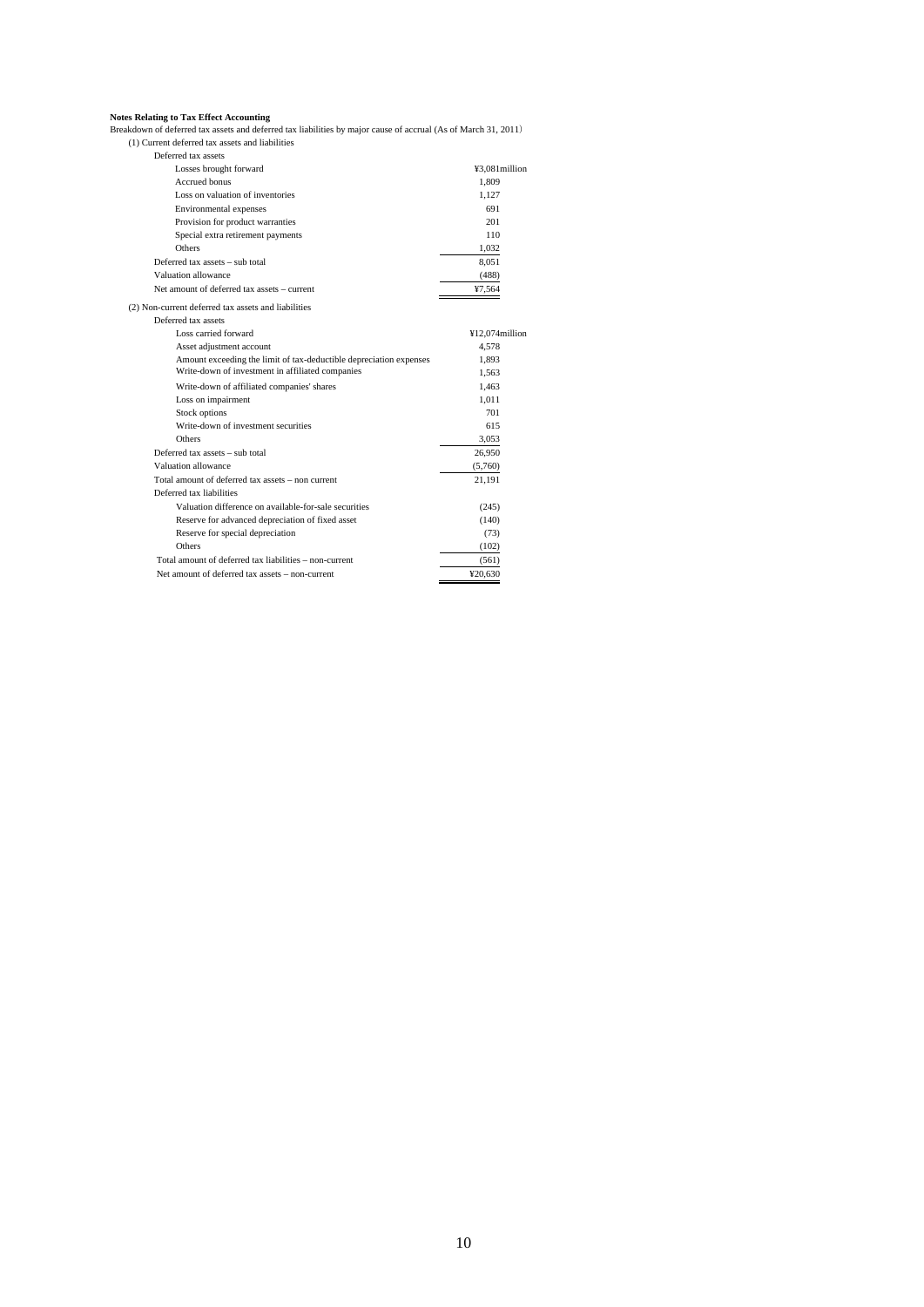**Notes Relating to Tax Effect Accounting**

Breakdown of deferred tax assets and deferred tax liabilities by major cause of accrual (As of March 31, 2011)

(1) Current deferred tax assets and liabilities

| | |
|---|---|
| Deferred tax assets | |
| Losses brought forward | ¥3,081million |
| Accrued bonus | 1,809 |
| Loss on valuation of inventories | 1,127 |
| Environmental expenses | 691 |
| Provision for product warranties | 201 |
| Special extra retirement payments | 110 |
| Others | 1,032 |
| Deferred tax assets – sub total | 8,051 |
| Valuation allowance | (488) |
| Net amount of deferred tax assets – current | ¥7,564 |

(2) Non-current deferred tax assets and liabilities

| | |
|---|---|
| Deferred tax assets | |
| Loss carried forward | ¥12,074million |
| Asset adjustment account | 4,578 |
| Amount exceeding the limit of tax-deductible depreciation expenses | 1,893 |
| Write-down of investment in affiliated companies | 1,563 |
| Write-down of affiliated companies' shares | 1,463 |
| Loss on impairment | 1,011 |
| Stock options | 701 |
| Write-down of investment securities | 615 |
| Others | 3,053 |
| Deferred tax assets – sub total | 26,950 |
| Valuation allowance | (5,760) |
| Total amount of deferred tax assets – non current | 21,191 |
| Deferred tax liabilities | |
| Valuation difference on available-for-sale securities | (245) |
| Reserve for advanced depreciation of fixed asset | (140) |
| Reserve for special depreciation | (73) |
| Others | (102) |
| Total amount of deferred tax liabilities – non-current | (561) |
| Net amount of deferred tax assets – non-current | ¥20,630 |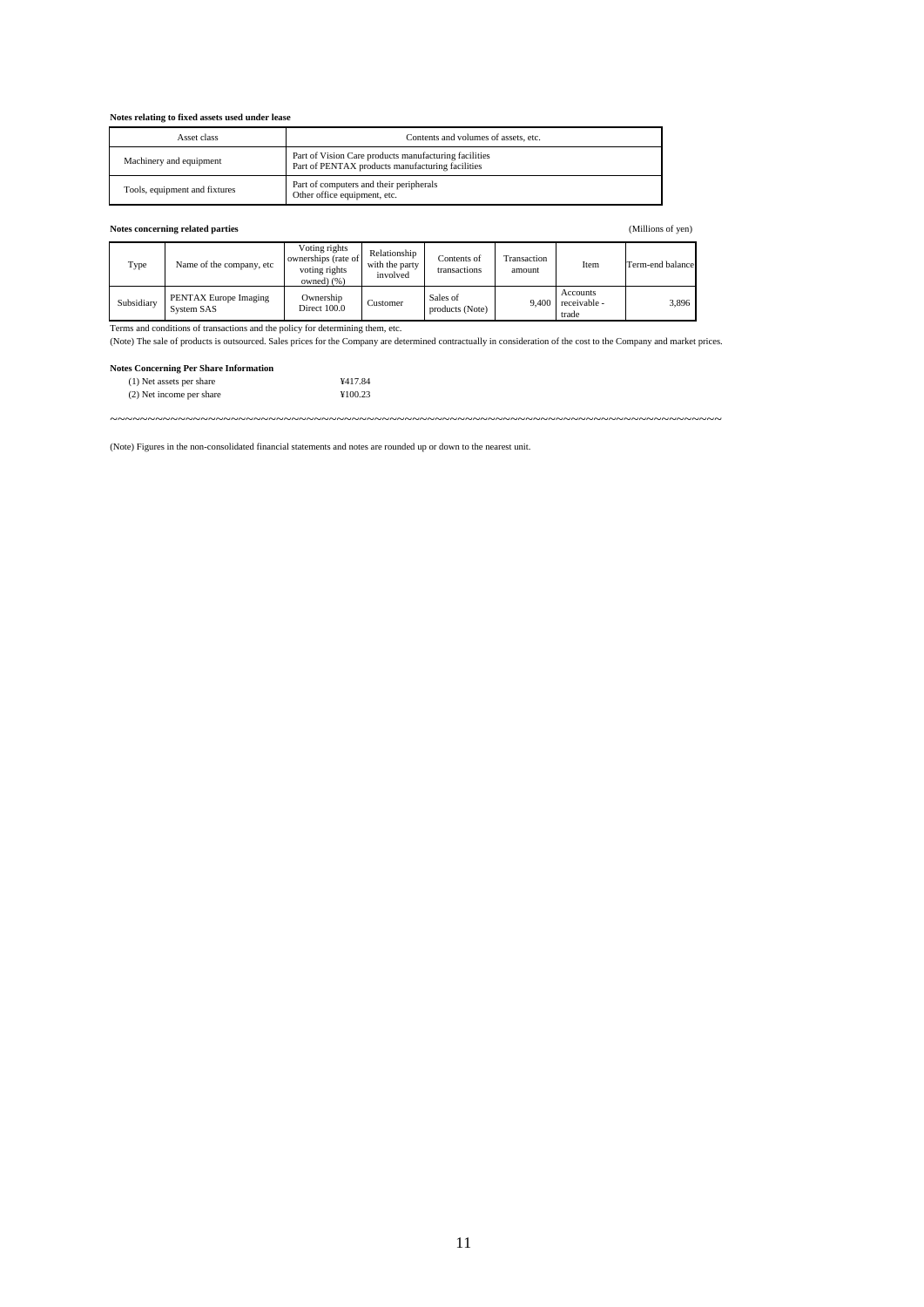**Notes relating to fixed assets used under lease**

| Asset class | Contents and volumes of assets, etc. |
|---|---|
| Machinery and equipment | Part of Vision Care products manufacturing facilities<br>Part of PENTAX products manufacturing facilities |
| Tools, equipment and fixtures | Part of computers and their peripherals<br>Other office equipment, etc. |

**Notes concerning related parties**

(Millions of yen)

| Type | Name of the company, etc | Voting rights ownerships (rate of voting rights owned) (%) | Relationship with the party involved | Contents of transactions | Transaction amount | Item | Term-end balance |
|---|---|---|---|---|---|---|---|
| Subsidiary | PENTAX Europe Imaging System SAS | Ownership Direct 100.0 | Customer | Sales of products (Note) | 9,400 | Accounts receivable - trade | 3,896 |

Terms and conditions of transactions and the policy for determining them, etc.
(Note) The sale of products is outsourced. Sales prices for the Company are determined contractually in consideration of the cost to the Company and market prices.

**Notes Concerning Per Share Information**

(1) Net assets per share ¥417.84
(2) Net income per share ¥100.23

~~~~~~~~~~~~~~~~~~~~~~~~~~~~~~~~~~~~~~~~~~~~~~~~~~~~~~~~~~~~~~~~~~~~~~~~~~~~~~~~~~

(Note) Figures in the non-consolidated financial statements and notes are rounded up or down to the nearest unit.